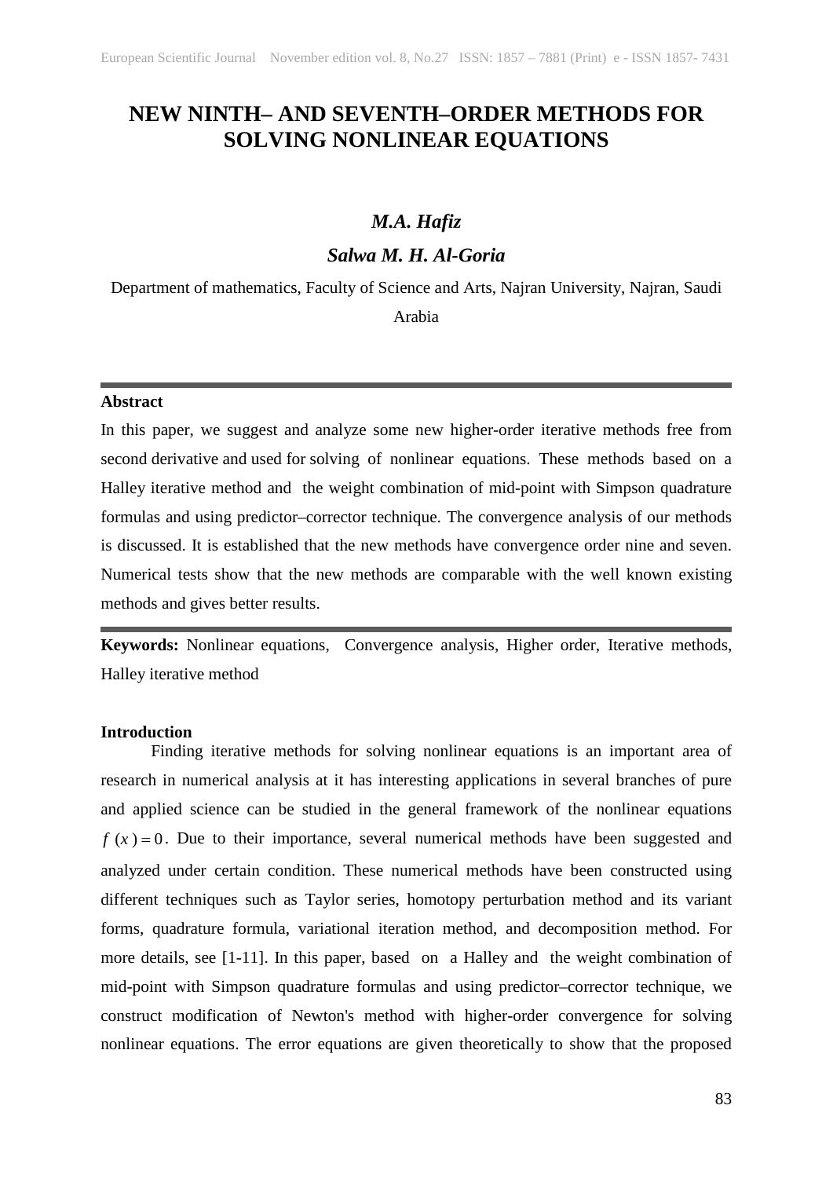# NEW NINTH– AND SEVENTH–ORDER METHODS FOR SOLVING NONLINEAR EQUATIONS

***M.A. Hafiz***

***Salwa M. H. Al-Goria***

Department of mathematics, Faculty of Science and Arts, Najran University, Najran, Saudi Arabia

---

**Abstract**

In this paper, we suggest and analyze some new higher-order iterative methods free from second derivative and used for solving of nonlinear equations. These methods based on a Halley iterative method and the weight combination of mid-point with Simpson quadrature formulas and using predictor–corrector technique. The convergence analysis of our methods is discussed. It is established that the new methods have convergence order nine and seven. Numerical tests show that the new methods are comparable with the well known existing methods and gives better results.

---

**Keywords:** Nonlinear equations, Convergence analysis, Higher order, Iterative methods, Halley iterative method

**Introduction**

Finding iterative methods for solving nonlinear equations is an important area of research in numerical analysis at it has interesting applications in several branches of pure and applied science can be studied in the general framework of the nonlinear equations $f(x)=0$. Due to their importance, several numerical methods have been suggested and analyzed under certain condition. These numerical methods have been constructed using different techniques such as Taylor series, homotopy perturbation method and its variant forms, quadrature formula, variational iteration method, and decomposition method. For more details, see [1-11]. In this paper, based on a Halley and the weight combination of mid-point with Simpson quadrature formulas and using predictor–corrector technique, we construct modification of Newton's method with higher-order convergence for solving nonlinear equations. The error equations are given theoretically to show that the proposed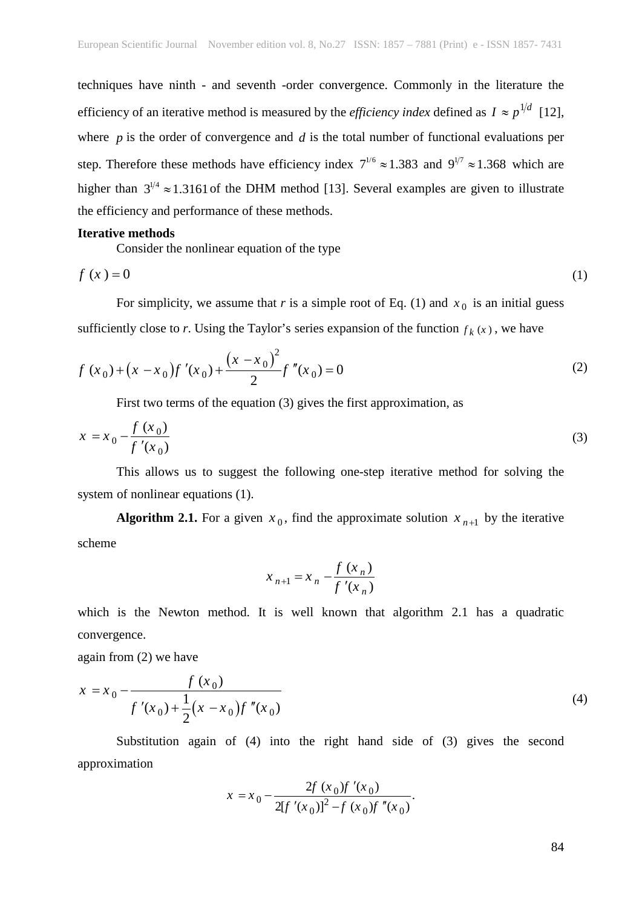techniques have ninth - and seventh -order convergence. Commonly in the literature the efficiency of an iterative method is measured by the *efficiency index* defined as $I \approx p^{1/d}$ [12], where $p$ is the order of convergence and $d$ is the total number of functional evaluations per step. Therefore these methods have efficiency index $7^{1/6} \approx 1.383$ and $9^{1/7} \approx 1.368$ which are higher than $3^{1/4} \approx 1.3161$ of the DHM method [13]. Several examples are given to illustrate the efficiency and performance of these methods.

**Iterative methods**

Consider the nonlinear equation of the type

$$f(x) = 0 \tag{1}$$

For simplicity, we assume that *r* is a simple root of Eq. (1) and $x_0$ is an initial guess sufficiently close to *r*. Using the Taylor's series expansion of the function $f_k(x)$, we have

$$f(x_0) + (x - x_0) f'(x_0) + \frac{(x - x_0)^2}{2} f''(x_0) = 0 \tag{2}$$

First two terms of the equation (3) gives the first approximation, as

$$x = x_0 - \frac{f(x_0)}{f'(x_0)} \tag{3}$$

This allows us to suggest the following one-step iterative method for solving the system of nonlinear equations (1).

**Algorithm 2.1.** For a given $x_0$, find the approximate solution $x_{n+1}$ by the iterative scheme

$$x_{n+1} = x_n - \frac{f(x_n)}{f'(x_n)}$$

which is the Newton method. It is well known that algorithm 2.1 has a quadratic convergence.

again from (2) we have

$$x = x_0 - \frac{f(x_0)}{f'(x_0) + \frac{1}{2}(x - x_0) f''(x_0)} \tag{4}$$

Substitution again of (4) into the right hand side of (3) gives the second approximation

$$x = x_0 - \frac{2f(x_0) f'(x_0)}{2[f'(x_0)]^2 - f(x_0) f''(x_0)}.$$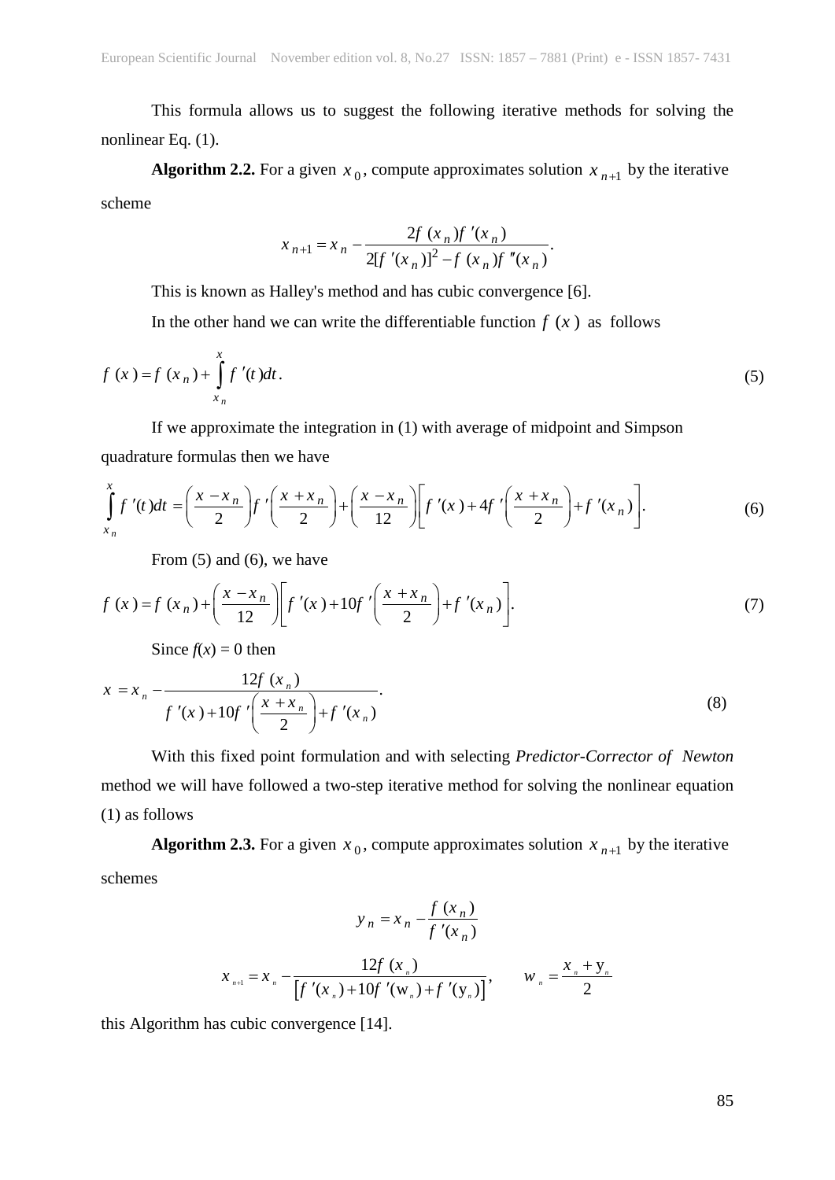This formula allows us to suggest the following iterative methods for solving the nonlinear Eq. (1).

**Algorithm 2.2.** For a given $x_0$, compute approximates solution $x_{n+1}$ by the iterative scheme

$$x_{n+1} = x_n - \frac{2f(x_n)f'(x_n)}{2[f'(x_n)]^2 - f(x_n)f''(x_n)}.$$

This is known as Halley's method and has cubic convergence [6].

In the other hand we can write the differentiable function $f(x)$ as follows

$$f(x) = f(x_n) + \int_{x_n}^{x} f'(t)dt. \tag{5}$$

If we approximate the integration in (1) with average of midpoint and Simpson quadrature formulas then we have

$$\int_{x_n}^{x} f'(t)dt = \left(\frac{x - x_n}{2}\right) f'\left(\frac{x + x_n}{2}\right) + \left(\frac{x - x_n}{12}\right)\left[f'(x) + 4f'\left(\frac{x + x_n}{2}\right) + f'(x_n)\right]. \tag{6}$$

From (5) and (6), we have

$$f(x) = f(x_n) + \left(\frac{x - x_n}{12}\right)\left[f'(x) + 10f'\left(\frac{x + x_n}{2}\right) + f'(x_n)\right]. \tag{7}$$

Since $f(x) = 0$ then

$$x = x_n - \frac{12f(x_n)}{f'(x) + 10f'\left(\frac{x + x_n}{2}\right) + f'(x_n)}. \tag{8}$$

With this fixed point formulation and with selecting *Predictor-Corrector of Newton* method we will have followed a two-step iterative method for solving the nonlinear equation (1) as follows

**Algorithm 2.3.** For a given $x_0$, compute approximates solution $x_{n+1}$ by the iterative schemes

$$y_n = x_n - \frac{f(x_n)}{f'(x_n)}$$

$$x_{n+1} = x_n - \frac{12f(x_n)}{\left[f'(x_n) + 10f'(w_n) + f'(y_n)\right]}, \qquad w_n = \frac{x_n + y_n}{2}$$

this Algorithm has cubic convergence [14].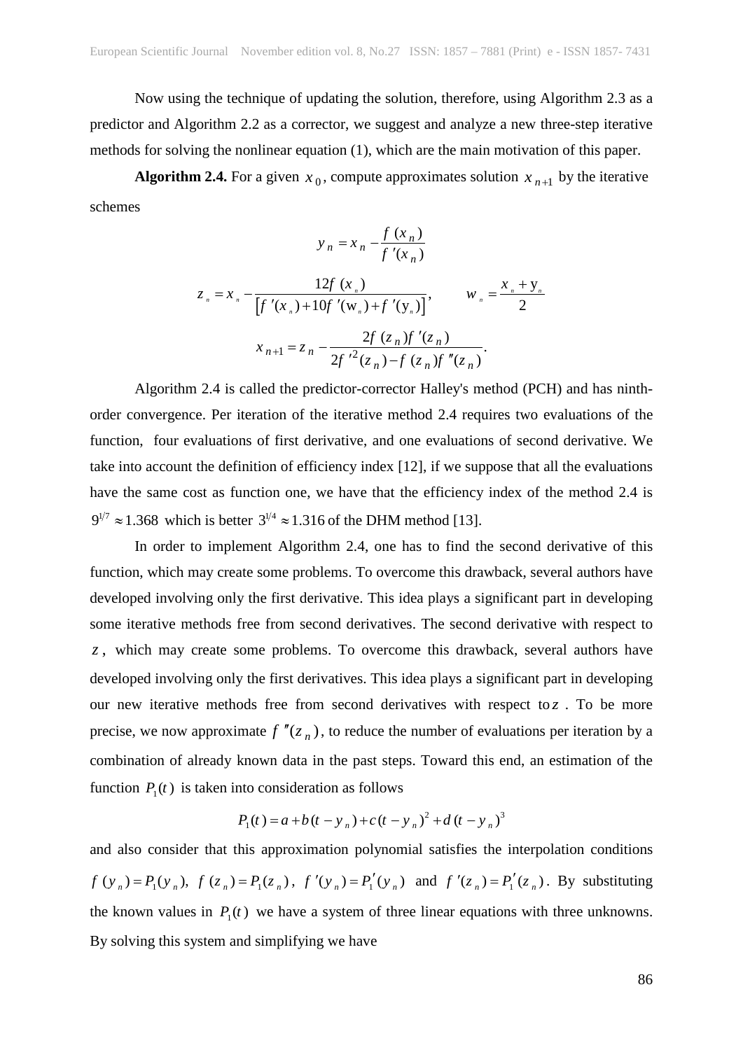Now using the technique of updating the solution, therefore, using Algorithm 2.3 as a predictor and Algorithm 2.2 as a corrector, we suggest and analyze a new three-step iterative methods for solving the nonlinear equation (1), which are the main motivation of this paper.

**Algorithm 2.4.** For a given $x_0$, compute approximates solution $x_{n+1}$ by the iterative schemes

$$y_n = x_n - \frac{f(x_n)}{f'(x_n)}$$

$$z_n = x_n - \frac{12f(x_n)}{\left[f'(x_n) + 10f'(w_n) + f'(y_n)\right]}, \qquad w_n = \frac{x_n + y_n}{2}$$

$$x_{n+1} = z_n - \frac{2f(z_n)f'(z_n)}{2f'^2(z_n) - f(z_n)f''(z_n)}.$$

Algorithm 2.4 is called the predictor-corrector Halley's method (PCH) and has ninth-order convergence. Per iteration of the iterative method 2.4 requires two evaluations of the function, four evaluations of first derivative, and one evaluations of second derivative. We take into account the definition of efficiency index [12], if we suppose that all the evaluations have the same cost as function one, we have that the efficiency index of the method 2.4 is $9^{1/7} \approx 1.368$ which is better $3^{1/4} \approx 1.316$ of the DHM method [13].

In order to implement Algorithm 2.4, one has to find the second derivative of this function, which may create some problems. To overcome this drawback, several authors have developed involving only the first derivative. This idea plays a significant part in developing some iterative methods free from second derivatives. The second derivative with respect to $z$, which may create some problems. To overcome this drawback, several authors have developed involving only the first derivatives. This idea plays a significant part in developing our new iterative methods free from second derivatives with respect to $z$. To be more precise, we now approximate $f''(z_n)$, to reduce the number of evaluations per iteration by a combination of already known data in the past steps. Toward this end, an estimation of the function $P_1(t)$ is taken into consideration as follows

$$P_1(t) = a + b(t - y_n) + c(t - y_n)^2 + d(t - y_n)^3$$

and also consider that this approximation polynomial satisfies the interpolation conditions $f(y_n) = P_1(y_n)$, $f(z_n) = P_1(z_n)$, $f'(y_n) = P_1'(y_n)$ and $f'(z_n) = P_1'(z_n)$. By substituting the known values in $P_1(t)$ we have a system of three linear equations with three unknowns. By solving this system and simplifying we have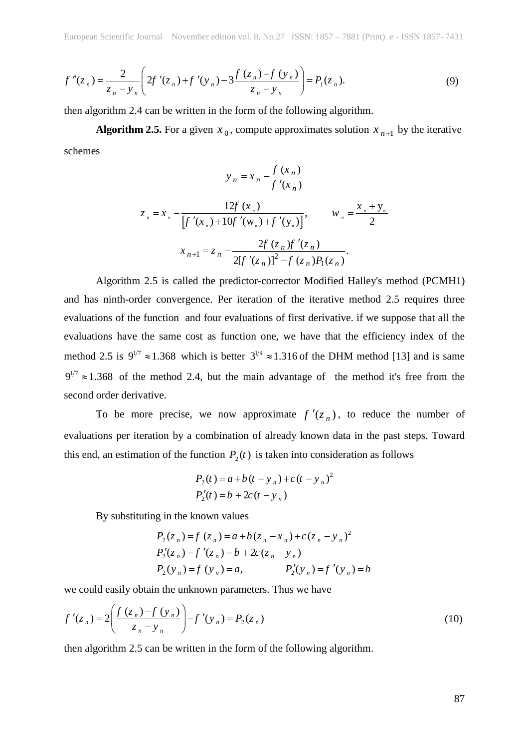$$f''(z_n) = \frac{2}{z_n - y_n}\left(2f'(z_n) + f'(y_n) - 3\frac{f(z_n) - f(y_n)}{z_n - y_n}\right) = P_1(z_n). \tag{9}$$

then algorithm 2.4 can be written in the form of the following algorithm.

**Algorithm 2.5.** For a given $x_0$, compute approximates solution $x_{n+1}$ by the iterative schemes

$$y_n = x_n - \frac{f(x_n)}{f'(x_n)}$$

$$z_n = x_n - \frac{12f(x_n)}{\left[f'(x_n) + 10f'(w_n) + f'(y_n)\right]}, \qquad w_n = \frac{x_n + y_n}{2}$$

$$x_{n+1} = z_n - \frac{2f(z_n)f'(z_n)}{2[f'(z_n)]^2 - f(z_n)P_1(z_n)}.$$

Algorithm 2.5 is called the predictor-corrector Modified Halley's method (PCMH1) and has ninth-order convergence. Per iteration of the iterative method 2.5 requires three evaluations of the function and four evaluations of first derivative. if we suppose that all the evaluations have the same cost as function one, we have that the efficiency index of the method 2.5 is $9^{1/7} \approx 1.368$ which is better $3^{1/4} \approx 1.316$ of the DHM method [13] and is same $9^{1/7} \approx 1.368$ of the method 2.4, but the main advantage of the method it's free from the second order derivative.

To be more precise, we now approximate $f'(z_n)$, to reduce the number of evaluations per iteration by a combination of already known data in the past steps. Toward this end, an estimation of the function $P_2(t)$ is taken into consideration as follows

$$\begin{aligned} P_2(t) &= a + b(t - y_n) + c(t - y_n)^2 \\ P_2'(t) &= b + 2c(t - y_n) \end{aligned}$$

By substituting in the known values

$$\begin{aligned} &P_2(z_n) = f(z_n) = a + b(z_n - x_n) + c(z_n - y_n)^2 \\ &P_2'(z_n) = f'(z_n) = b + 2c(z_n - y_n) \\ &P_2(y_n) = f(y_n) = a, \qquad P_2'(y_n) = f'(y_n) = b \end{aligned}$$

we could easily obtain the unknown parameters. Thus we have

$$f'(z_n) = 2\left(\frac{f(z_n) - f(y_n)}{z_n - y_n}\right) - f'(y_n) = P_2(z_n) \tag{10}$$

then algorithm 2.5 can be written in the form of the following algorithm.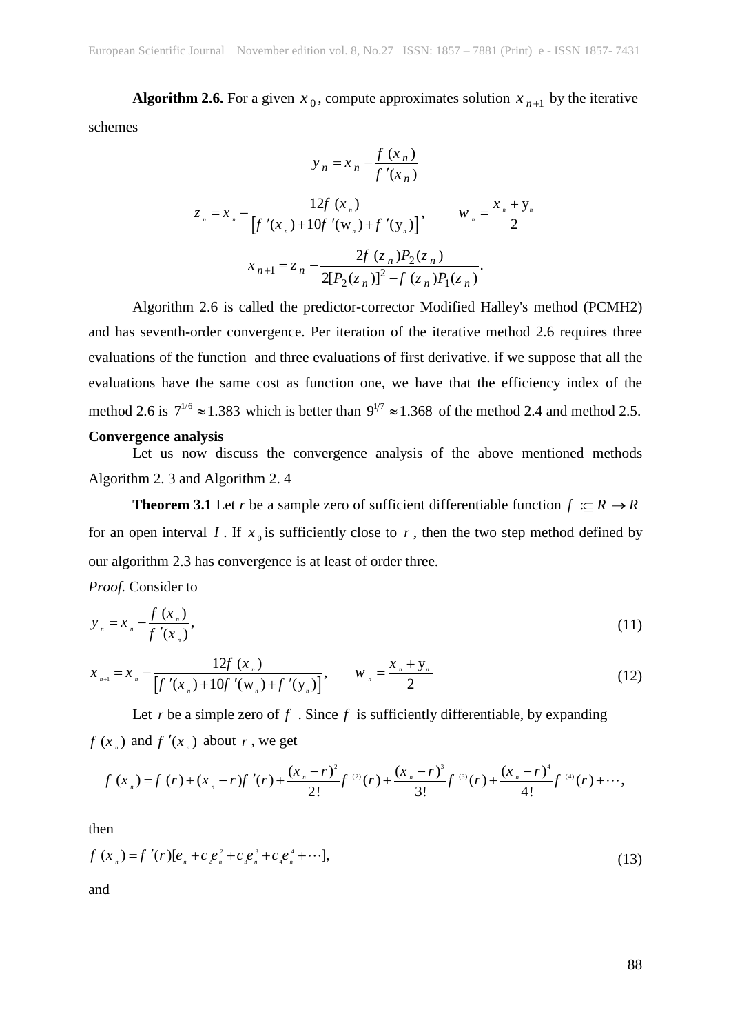**Algorithm 2.6.** For a given $x_0$, compute approximates solution $x_{n+1}$ by the iterative schemes

$$y_n = x_n - \frac{f(x_n)}{f'(x_n)}$$

$$z_n = x_n - \frac{12f(x_n)}{\left[f'(x_n) + 10f'(w_n) + f'(y_n)\right]}, \qquad w_n = \frac{x_n + y_n}{2}$$

$$x_{n+1} = z_n - \frac{2f(z_n)P_2(z_n)}{2[P_2(z_n)]^2 - f(z_n)P_1(z_n)}.$$

Algorithm 2.6 is called the predictor-corrector Modified Halley's method (PCMH2) and has seventh-order convergence. Per iteration of the iterative method 2.6 requires three evaluations of the function and three evaluations of first derivative. if we suppose that all the evaluations have the same cost as function one, we have that the efficiency index of the method 2.6 is $7^{1/6} \approx 1.383$ which is better than $9^{1/7} \approx 1.368$ of the method 2.4 and method 2.5.

**Convergence analysis**

Let us now discuss the convergence analysis of the above mentioned methods Algorithm 2. 3 and Algorithm 2. 4

**Theorem 3.1** Let $r$ be a sample zero of sufficient differentiable function $f :\subseteq R \to R$ for an open interval $I$. If $x_0$ is sufficiently close to $r$, then the two step method defined by our algorithm 2.3 has convergence is at least of order three.

*Proof.* Consider to

$$y_n = x_n - \frac{f(x_n)}{f'(x_n)}, \tag{11}$$

$$x_{n+1} = x_n - \frac{12f(x_n)}{\left[f'(x_n) + 10f'(w_n) + f'(y_n)\right]}, \qquad w_n = \frac{x_n + y_n}{2} \tag{12}$$

Let $r$ be a simple zero of $f$. Since $f$ is sufficiently differentiable, by expanding $f(x_n)$ and $f'(x_n)$ about $r$, we get

$$f(x_n) = f(r) + (x_n - r)f'(r) + \frac{(x_n - r)^2}{2!}f^{(2)}(r) + \frac{(x_n - r)^3}{3!}f^{(3)}(r) + \frac{(x_n - r)^4}{4!}f^{(4)}(r) + \cdots,$$

then

$$f(x_n) = f'(r)[e_n + c_2 e_n^2 + c_3 e_n^3 + c_4 e_n^4 + \cdots], \tag{13}$$

and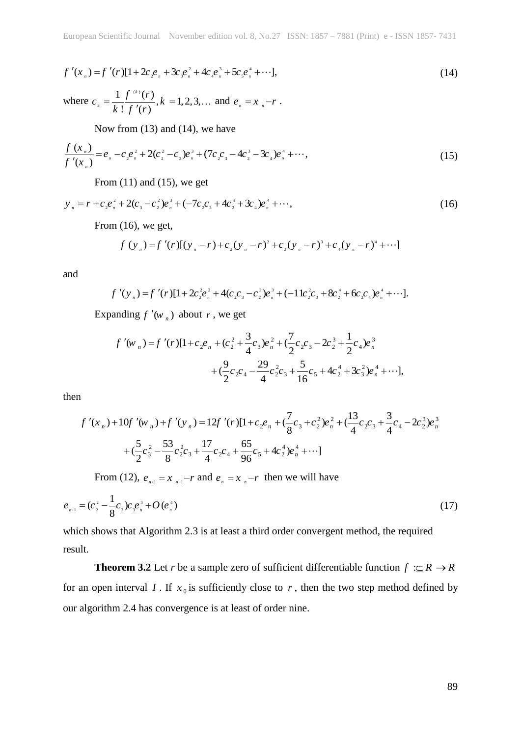$$f'(x_n) = f'(r)[1 + 2c_2e_n + 3c_3e_n^2 + 4c_4e_n^3 + 5c_5e_n^4 + \cdots], \tag{14}$$

where $c_k = \dfrac{1}{k!}\dfrac{f^{(k)}(r)}{f'(r)}, k = 1, 2, 3, \ldots$ and $e_n = x_n - r$ .

Now from (13) and (14), we have

$$\frac{f(x_n)}{f'(x_n)} = e_n - c_2e_n^2 + 2(c_2^2 - c_3)e_n^3 + (7c_2c_3 - 4c_2^3 - 3c_4)e_n^4 + \cdots, \tag{15}$$

From (11) and (15), we get

$$y_n = r + c_2e_n^2 + 2(c_3 - c_2^2)e_n^3 + (-7c_2c_3 + 4c_2^3 + 3c_4)e_n^4 + \cdots, \tag{16}$$

From (16), we get,

$$f(y_n) = f'(r)[(y_n - r) + c_2(y_n - r)^2 + c_3(y_n - r)^3 + c_4(y_n - r)^4 + \cdots]$$

and

$$f'(y_n) = f'(r)[1 + 2c_2^2e_n^2 + 4(c_2c_3 - c_2^3)e_n^3 + (-11c_2^2c_3 + 8c_2^4 + 6c_2c_4)e_n^4 + \cdots].$$

Expanding $f'(w_n)$ about $r$ , we get

$$f'(w_n) = f'(r)[1 + c_2e_n + (c_2^2 + \frac{3}{4}c_3)e_n^2 + (\frac{7}{2}c_2c_3 - 2c_2^3 + \frac{1}{2}c_4)e_n^3 + (\frac{9}{2}c_2c_4 - \frac{29}{4}c_2^2c_3 + \frac{5}{16}c_5 + 4c_2^4 + 3c_3^2)e_n^4 + \cdots],$$

then

$$f'(x_n) + 10f'(w_n) + f'(y_n) = 12f'(r)[1 + c_2e_n + (\frac{7}{8}c_3 + c_2^2)e_n^2 + (\frac{13}{4}c_2c_3 + \frac{3}{4}c_4 - 2c_2^3)e_n^3 + (\frac{5}{2}c_3^2 - \frac{53}{8}c_2^2c_3 + \frac{17}{4}c_2c_4 + \frac{65}{96}c_5 + 4c_2^4)e_n^4 + \cdots]$$

From (12), $e_{n+1} = x_{n+1} - r$ and $e_n = x_n - r$ then we will have

$$e_{n+1} = (c_2^2 - \frac{1}{8}c_3)c_3e_n^3 + O(e_n^4) \tag{17}$$

which shows that Algorithm 2.3 is at least a third order convergent method, the required result.

**Theorem 3.2** Let $r$ be a sample zero of sufficient differentiable function $f :\subseteq R \to R$ for an open interval $I$ . If $x_0$ is sufficiently close to $r$ , then the two step method defined by our algorithm 2.4 has convergence is at least of order nine.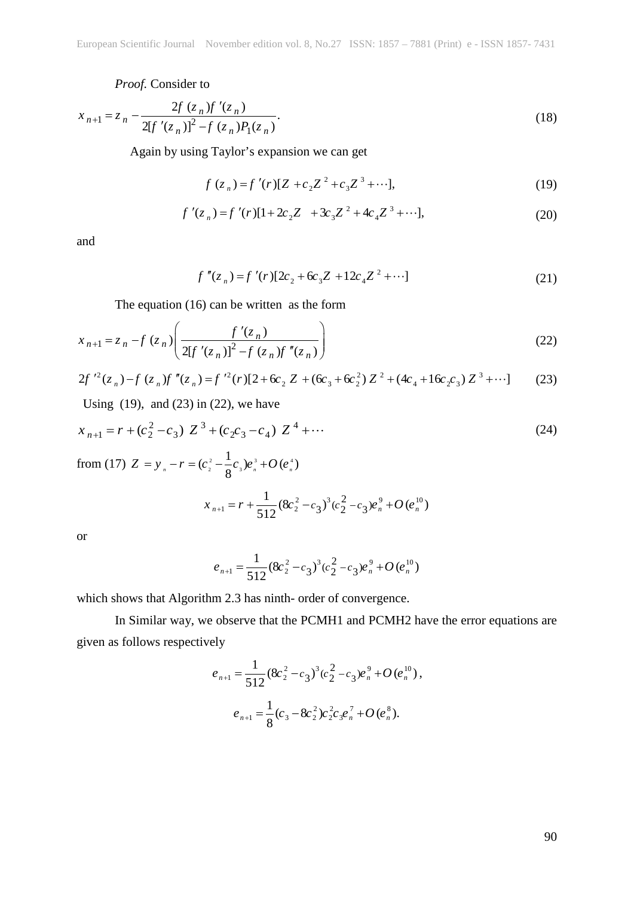*Proof.* Consider to

$$x_{n+1} = z_n - \frac{2f(z_n)f'(z_n)}{2[f'(z_n)]^2 - f(z_n)P_1(z_n)}. \tag{18}$$

Again by using Taylor's expansion we can get

$$f(z_n) = f'(r)[Z + c_2 Z^2 + c_3 Z^3 + \cdots], \tag{19}$$

$$f'(z_n) = f'(r)[1 + 2c_2 Z + 3c_3 Z^2 + 4c_4 Z^3 + \cdots], \tag{20}$$

and

$$f''(z_n) = f'(r)[2c_2 + 6c_3 Z + 12c_4 Z^2 + \cdots] \tag{21}$$

The equation (16) can be written as the form

$$x_{n+1} = z_n - f(z_n)\left(\frac{f'(z_n)}{2[f'(z_n)]^2 - f(z_n)f''(z_n)}\right) \tag{22}$$

$$2f'^2(z_n) - f(z_n)f''(z_n) = f'^2(r)[2 + 6c_2 Z + (6c_3 + 6c_2^2) Z^2 + (4c_4 + 16c_2c_3) Z^3 + \cdots] \tag{23}$$

Using (19), and (23) in (22), we have

$$x_{n+1} = r + (c_2^2 - c_3) Z^3 + (c_2c_3 - c_4) Z^4 + \cdots \tag{24}$$

from (17) $Z = y_n - r = (c_2^2 - \frac{1}{8}c_3)e_n^3 + O(e_n^4)$

$$x_{n+1} = r + \frac{1}{512}(8c_2^2 - c_3)^3(c_2^2 - c_3)e_n^9 + O(e_n^{10})$$

or

$$e_{n+1} = \frac{1}{512}(8c_2^2 - c_3)^3(c_2^2 - c_3)e_n^9 + O(e_n^{10})$$

which shows that Algorithm 2.3 has ninth- order of convergence.

In Similar way, we observe that the PCMH1 and PCMH2 have the error equations are given as follows respectively

$$e_{n+1} = \frac{1}{512}(8c_2^2 - c_3)^3(c_2^2 - c_3)e_n^9 + O(e_n^{10}),$$

$$e_{n+1} = \frac{1}{8}(c_3 - 8c_2^2)c_2^2c_3e_n^7 + O(e_n^8).$$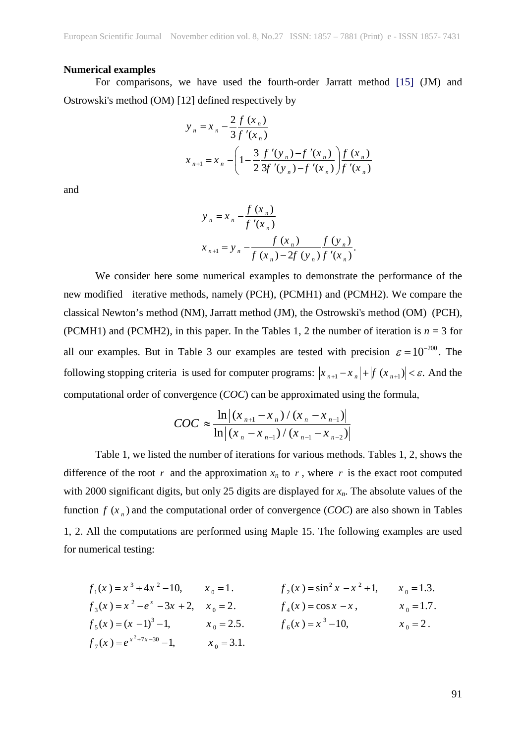**Numerical examples**

For comparisons, we have used the fourth-order Jarratt method [15] (JM) and Ostrowski's method (OM) [12] defined respectively by

$$y_n = x_n - \frac{2}{3}\frac{f(x_n)}{f'(x_n)}$$

$$x_{n+1} = x_n - \left(1 - \frac{3}{2}\frac{f'(y_n) - f'(x_n)}{3f'(y_n) - f'(x_n)}\right)\frac{f(x_n)}{f'(x_n)}$$

and

$$y_n = x_n - \frac{f(x_n)}{f'(x_n)}$$

$$x_{n+1} = y_n - \frac{f(x_n)}{f(x_n) - 2f(y_n)}\frac{f(y_n)}{f'(x_n)}.$$

We consider here some numerical examples to demonstrate the performance of the new modified iterative methods, namely (PCH), (PCMH1) and (PCMH2). We compare the classical Newton's method (NM), Jarratt method (JM), the Ostrowski's method (OM) (PCH), (PCMH1) and (PCMH2), in this paper. In the Tables 1, 2 the number of iteration is $n = 3$ for all our examples. But in Table 3 our examples are tested with precision $\varepsilon = 10^{-200}$. The following stopping criteria is used for computer programs: $|x_{n+1} - x_n| + |f(x_{n+1})| < \varepsilon$. And the computational order of convergence (*COC*) can be approximated using the formula,

$$COC \approx \frac{\ln|(x_{n+1} - x_n)/(x_n - x_{n-1})|}{\ln|(x_n - x_{n-1})/(x_{n-1} - x_{n-2})|}$$

Table 1, we listed the number of iterations for various methods. Tables 1, 2, shows the difference of the root $r$ and the approximation $x_n$ to $r$, where $r$ is the exact root computed with 2000 significant digits, but only 25 digits are displayed for $x_n$. The absolute values of the function $f(x_n)$ and the computational order of convergence (*COC*) are also shown in Tables 1, 2. All the computations are performed using Maple 15. The following examples are used for numerical testing:

$f_1(x) = x^3 + 4x^2 - 10, \quad x_0 = 1.$ $\qquad f_2(x) = \sin^2 x - x^2 + 1, \quad x_0 = 1.3.$

$f_3(x) = x^2 - e^x - 3x + 2, \quad x_0 = 2.$ $\qquad f_4(x) = \cos x - x, \quad x_0 = 1.7.$

$f_5(x) = (x-1)^3 - 1, \quad x_0 = 2.5.$ $\qquad f_6(x) = x^3 - 10, \quad x_0 = 2.$

$f_7(x) = e^{x^2 + 7x - 30} - 1, \quad x_0 = 3.1.$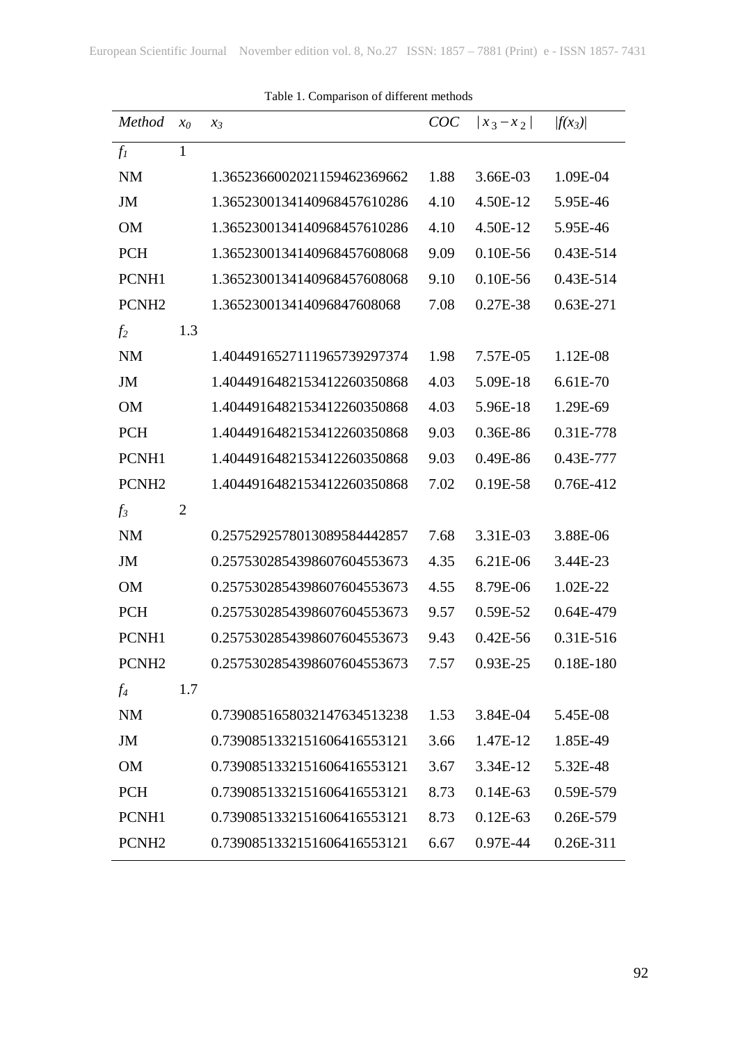Table 1. Comparison of different methods

| *Method* | $x_0$ | $x_3$ | *COC* | $\lvert x_3 - x_2 \rvert$ | $\lvert f(x_3) \rvert$ |
|---|---|---|---|---|---|
| $f_1$ | 1 | | | | |
| NM | | 1.365236600202115946236966​2 | 1.88 | 3.66E-03 | 1.09E-04 |
| JM | | 1.3652300134140968457610286 | 4.10 | 4.50E-12 | 5.95E-46 |
| OM | | 1.3652300134140968457610286 | 4.10 | 4.50E-12 | 5.95E-46 |
| PCH | | 1.3652300134140968457608068 | 9.09 | 0.10E-56 | 0.43E-514 |
| PCNH1 | | 1.3652300134140968457608068 | 9.10 | 0.10E-56 | 0.43E-514 |
| PCNH2 | | 1.36523001341409684760806​8 | 7.08 | 0.27E-38 | 0.63E-271 |
| $f_2$ | 1.3 | | | | |
| NM | | 1.4044916527111965739297374 | 1.98 | 7.57E-05 | 1.12E-08 |
| JM | | 1.4044916482153412260350868 | 4.03 | 5.09E-18 | 6.61E-70 |
| OM | | 1.4044916482153412260350868 | 4.03 | 5.96E-18 | 1.29E-69 |
| PCH | | 1.4044916482153412260350868 | 9.03 | 0.36E-86 | 0.31E-778 |
| PCNH1 | | 1.4044916482153412260350868 | 9.03 | 0.49E-86 | 0.43E-777 |
| PCNH2 | | 1.4044916482153412260350868 | 7.02 | 0.19E-58 | 0.76E-412 |
| $f_3$ | 2 | | | | |
| NM | | 0.2575292578013089584442857 | 7.68 | 3.31E-03 | 3.88E-06 |
| JM | | 0.2575302854398607604553673 | 4.35 | 6.21E-06 | 3.44E-23 |
| OM | | 0.2575302854398607604553673 | 4.55 | 8.79E-06 | 1.02E-22 |
| PCH | | 0.2575302854398607604553673 | 9.57 | 0.59E-52 | 0.64E-479 |
| PCNH1 | | 0.2575302854398607604553673 | 9.43 | 0.42E-56 | 0.31E-516 |
| PCNH2 | | 0.2575302854398607604553673 | 7.57 | 0.93E-25 | 0.18E-180 |
| $f_4$ | 1.7 | | | | |
| NM | | 0.7390851658032147634513238 | 1.53 | 3.84E-04 | 5.45E-08 |
| JM | | 0.7390851332151606416553121 | 3.66 | 1.47E-12 | 1.85E-49 |
| OM | | 0.7390851332151606416553121 | 3.67 | 3.34E-12 | 5.32E-48 |
| PCH | | 0.7390851332151606416553121 | 8.73 | 0.14E-63 | 0.59E-579 |
| PCNH1 | | 0.7390851332151606416553121 | 8.73 | 0.12E-63 | 0.26E-579 |
| PCNH2 | | 0.7390851332151606416553121 | 6.67 | 0.97E-44 | 0.26E-311 |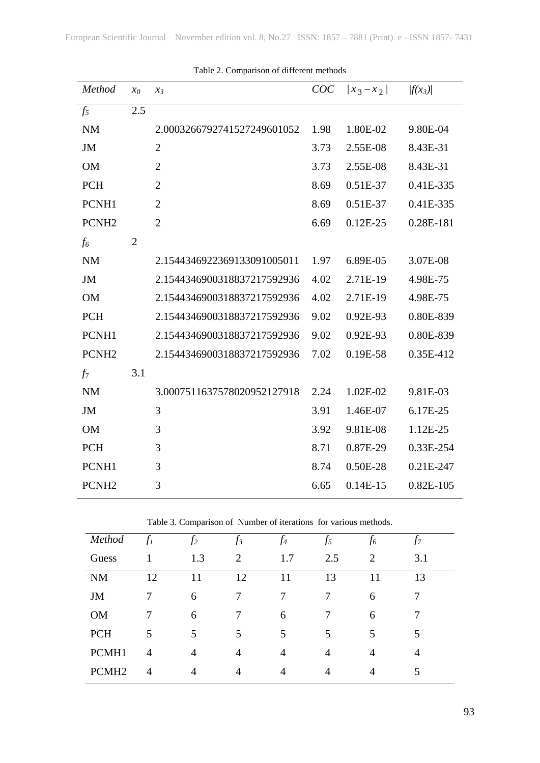Table 2. Comparison of different methods

| *Method* | $x_0$ | $x_3$ | *COC* | $\lvert x_3 - x_2 \rvert$ | $\lvert f(x_3) \rvert$ |
|---|---|---|---|---|---|
| $f_5$ | 2.5 | | | | |
| NM | | 2.0003266792741527249601052 | 1.98 | 1.80E-02 | 9.80E-04 |
| JM | | 2 | 3.73 | 2.55E-08 | 8.43E-31 |
| OM | | 2 | 3.73 | 2.55E-08 | 8.43E-31 |
| PCH | | 2 | 8.69 | 0.51E-37 | 0.41E-335 |
| PCNH1 | | 2 | 8.69 | 0.51E-37 | 0.41E-335 |
| PCNH2 | | 2 | 6.69 | 0.12E-25 | 0.28E-181 |
| $f_6$ | 2 | | | | |
| NM | | 2.1544346922369133091005011 | 1.97 | 6.89E-05 | 3.07E-08 |
| JM | | 2.1544346900318837217592936 | 4.02 | 2.71E-19 | 4.98E-75 |
| OM | | 2.1544346900318837217592936 | 4.02 | 2.71E-19 | 4.98E-75 |
| PCH | | 2.1544346900318837217592936 | 9.02 | 0.92E-93 | 0.80E-839 |
| PCNH1 | | 2.1544346900318837217592936 | 9.02 | 0.92E-93 | 0.80E-839 |
| PCNH2 | | 2.1544346900318837217592936 | 7.02 | 0.19E-58 | 0.35E-412 |
| $f_7$ | 3.1 | | | | |
| NM | | 3.0007511637578020952127918 | 2.24 | 1.02E-02 | 9.81E-03 |
| JM | | 3 | 3.91 | 1.46E-07 | 6.17E-25 |
| OM | | 3 | 3.92 | 9.81E-08 | 1.12E-25 |
| PCH | | 3 | 8.71 | 0.87E-29 | 0.33E-254 |
| PCNH1 | | 3 | 8.74 | 0.50E-28 | 0.21E-247 |
| PCNH2 | | 3 | 6.65 | 0.14E-15 | 0.82E-105 |

Table 3. Comparison of Number of iterations for various methods.

| *Method* | $f_1$ | $f_2$ | $f_3$ | $f_4$ | $f_5$ | $f_6$ | $f_7$ |
|---|---|---|---|---|---|---|---|
| Guess | 1 | 1.3 | 2 | 1.7 | 2.5 | 2 | 3.1 |
| NM | 12 | 11 | 12 | 11 | 13 | 11 | 13 |
| JM | 7 | 6 | 7 | 7 | 7 | 6 | 7 |
| OM | 7 | 6 | 7 | 6 | 7 | 6 | 7 |
| PCH | 5 | 5 | 5 | 5 | 5 | 5 | 5 |
| PCMH1 | 4 | 4 | 4 | 4 | 4 | 4 | 4 |
| PCMH2 | 4 | 4 | 4 | 4 | 4 | 4 | 5 |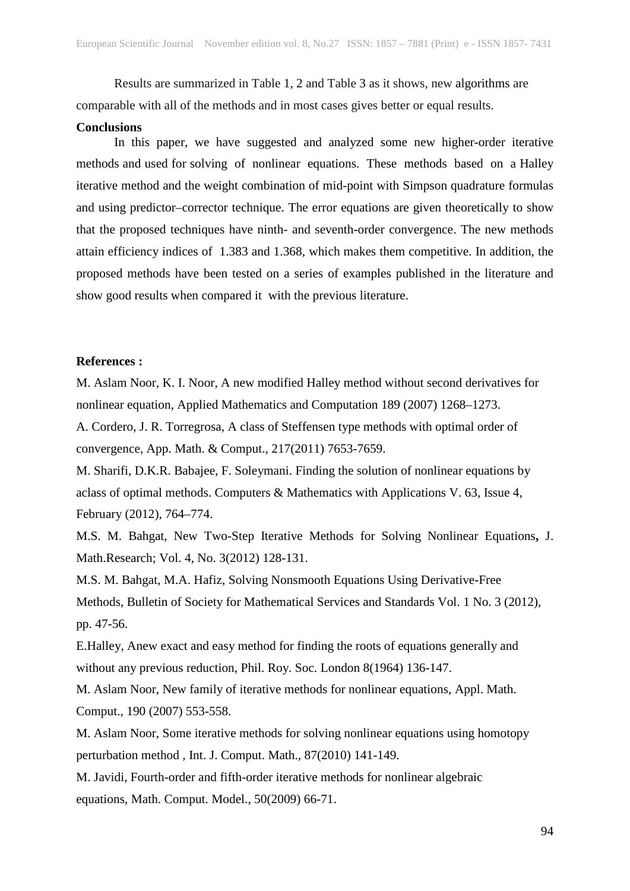Results are summarized in Table 1, 2 and Table 3 as it shows, new algorithms are comparable with all of the methods and in most cases gives better or equal results.

**Conclusions**

In this paper, we have suggested and analyzed some new higher-order iterative methods and used for solving of nonlinear equations. These methods based on a Halley iterative method and the weight combination of mid-point with Simpson quadrature formulas and using predictor–corrector technique. The error equations are given theoretically to show that the proposed techniques have ninth- and seventh-order convergence. The new methods attain efficiency indices of 1.383 and 1.368, which makes them competitive. In addition, the proposed methods have been tested on a series of examples published in the literature and show good results when compared it with the previous literature.

**References :**

M. Aslam Noor, K. I. Noor, A new modified Halley method without second derivatives for nonlinear equation, Applied Mathematics and Computation 189 (2007) 1268–1273.

A. Cordero, J. R. Torregrosa, A class of Steffensen type methods with optimal order of convergence, App. Math. & Comput., 217(2011) 7653-7659.

M. Sharifi, D.K.R. Babajee, F. Soleymani. Finding the solution of nonlinear equations by aclass of optimal methods. Computers & Mathematics with Applications V. 63, Issue 4, February (2012), 764–774.

M.S. M. Bahgat, New Two-Step Iterative Methods for Solving Nonlinear Equations**,** J. Math.Research; Vol. 4, No. 3(2012) 128-131.

M.S. M. Bahgat, M.A. Hafiz, Solving Nonsmooth Equations Using Derivative-Free Methods, Bulletin of Society for Mathematical Services and Standards Vol. 1 No. 3 (2012), pp. 47-56.

E.Halley, Anew exact and easy method for finding the roots of equations generally and without any previous reduction, Phil. Roy. Soc. London 8(1964) 136-147.

M. Aslam Noor, New family of iterative methods for nonlinear equations, Appl. Math. Comput., 190 (2007) 553-558.

M. Aslam Noor, Some iterative methods for solving nonlinear equations using homotopy perturbation method , Int. J. Comput. Math., 87(2010) 141-149.

M. Javidi, Fourth-order and fifth-order iterative methods for nonlinear algebraic equations, Math. Comput. Model., 50(2009) 66-71.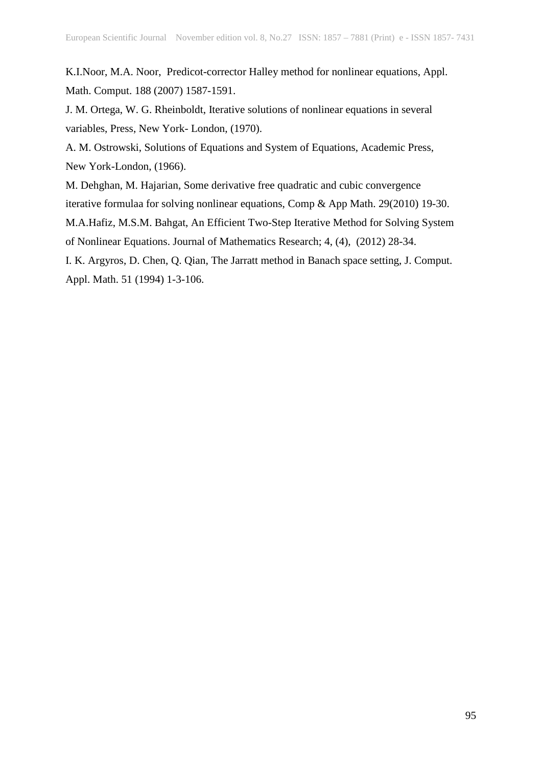K.I.Noor, M.A. Noor, Predicot-corrector Halley method for nonlinear equations, Appl. Math. Comput. 188 (2007) 1587-1591.

J. M. Ortega, W. G. Rheinboldt, Iterative solutions of nonlinear equations in several variables, Press, New York- London, (1970).

A. M. Ostrowski, Solutions of Equations and System of Equations, Academic Press, New York-London, (1966).

M. Dehghan, M. Hajarian, Some derivative free quadratic and cubic convergence iterative formulaa for solving nonlinear equations, Comp & App Math. 29(2010) 19-30.

M.A.Hafiz, M.S.M. Bahgat, An Efficient Two-Step Iterative Method for Solving System of Nonlinear Equations. Journal of Mathematics Research; 4, (4), (2012) 28-34.

I. K. Argyros, D. Chen, Q. Qian, The Jarratt method in Banach space setting, J. Comput. Appl. Math. 51 (1994) 1-3-106.